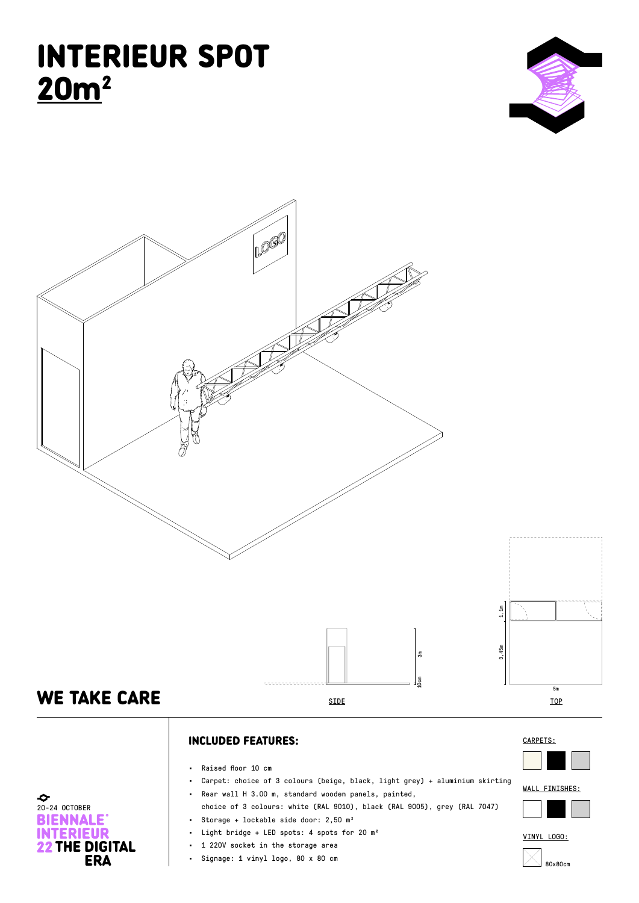# INTERIEUR SPOT
## 20m²

LOGO

3m

10cm

SIDE

1.1m

3.45m

5m

TOP

## WE TAKE CARE

20-24 OCTOBER

**BIENNALE° INTERIEUR 22 THE DIGITAL ERA**

### INCLUDED FEATURES:

- Raised floor 10 cm
- Carpet: choice of 3 colours (beige, black, light grey) + aluminium skirting
- Rear wall H 3.00 m, standard wooden panels, painted, choice of 3 colours: white (RAL 9010), black (RAL 9005), grey (RAL 7047)
- Storage + lockable side door: 2,50 m²
- Light bridge + LED spots: 4 spots for 20 m²
- 1 220V socket in the storage area
- Signage: 1 vinyl logo, 80 x 80 cm

CARPETS:

WALL FINISHES:

VINYL LOGO:

80x80cm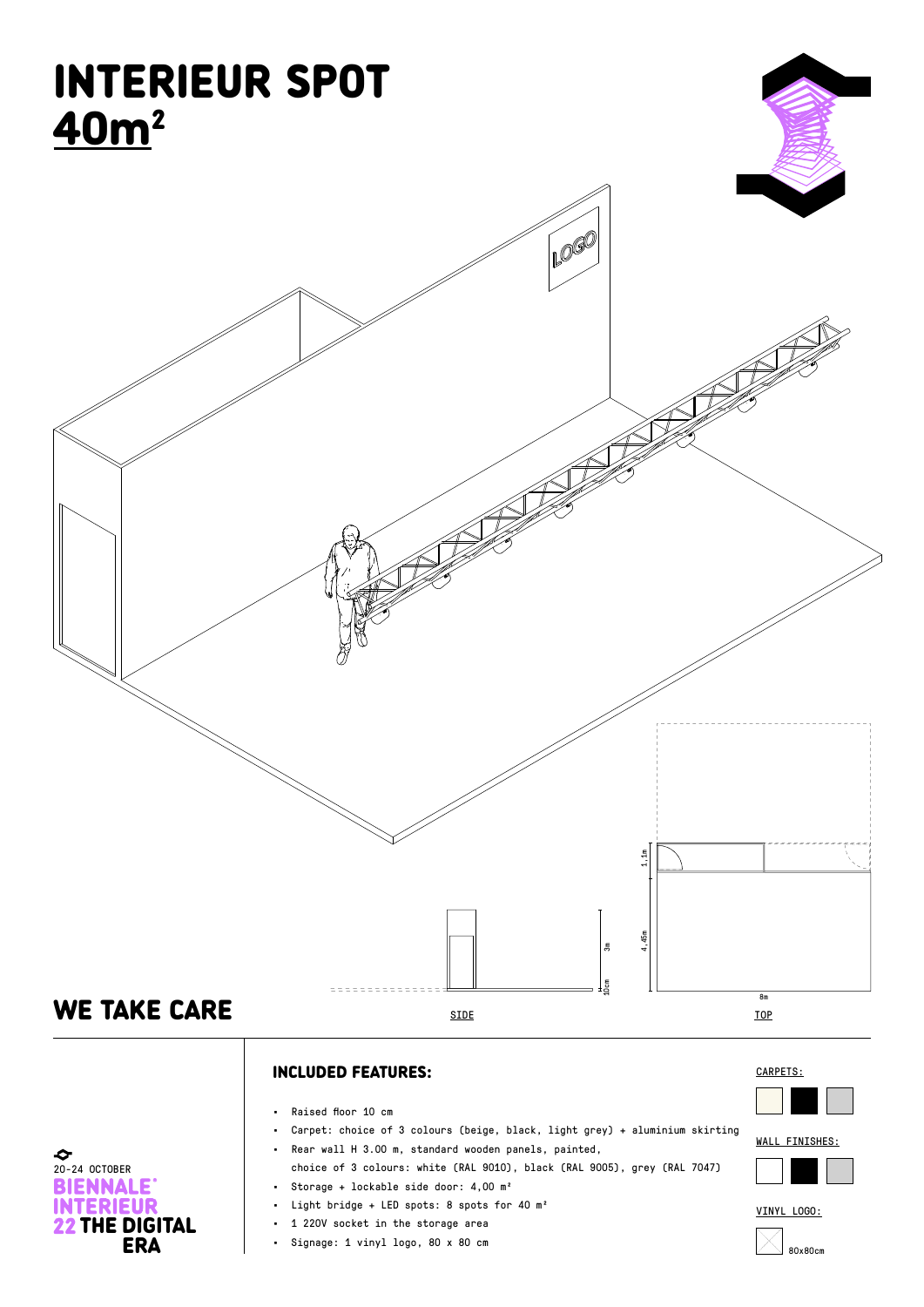# INTERIEUR SPOT 40m²

LOGO

1.1m

3m

4.45m

10cm

8m

SIDE

TOP

## WE TAKE CARE

20-24 OCTOBER

BIENNALE INTERIEUR 22 THE DIGITAL ERA

### INCLUDED FEATURES:

- Raised floor 10 cm
- Carpet: choice of 3 colours (beige, black, light grey) + aluminium skirting
- Rear wall H 3.00 m, standard wooden panels, painted, choice of 3 colours: white (RAL 9010), black (RAL 9005), grey (RAL 7047)
- Storage + lockable side door: 4,00 m²
- Light bridge + LED spots: 8 spots for 40 m²
- 1 220V socket in the storage area
- Signage: 1 vinyl logo, 80 x 80 cm

CARPETS:

WALL FINISHES:

VINYL LOGO:

80x80cm